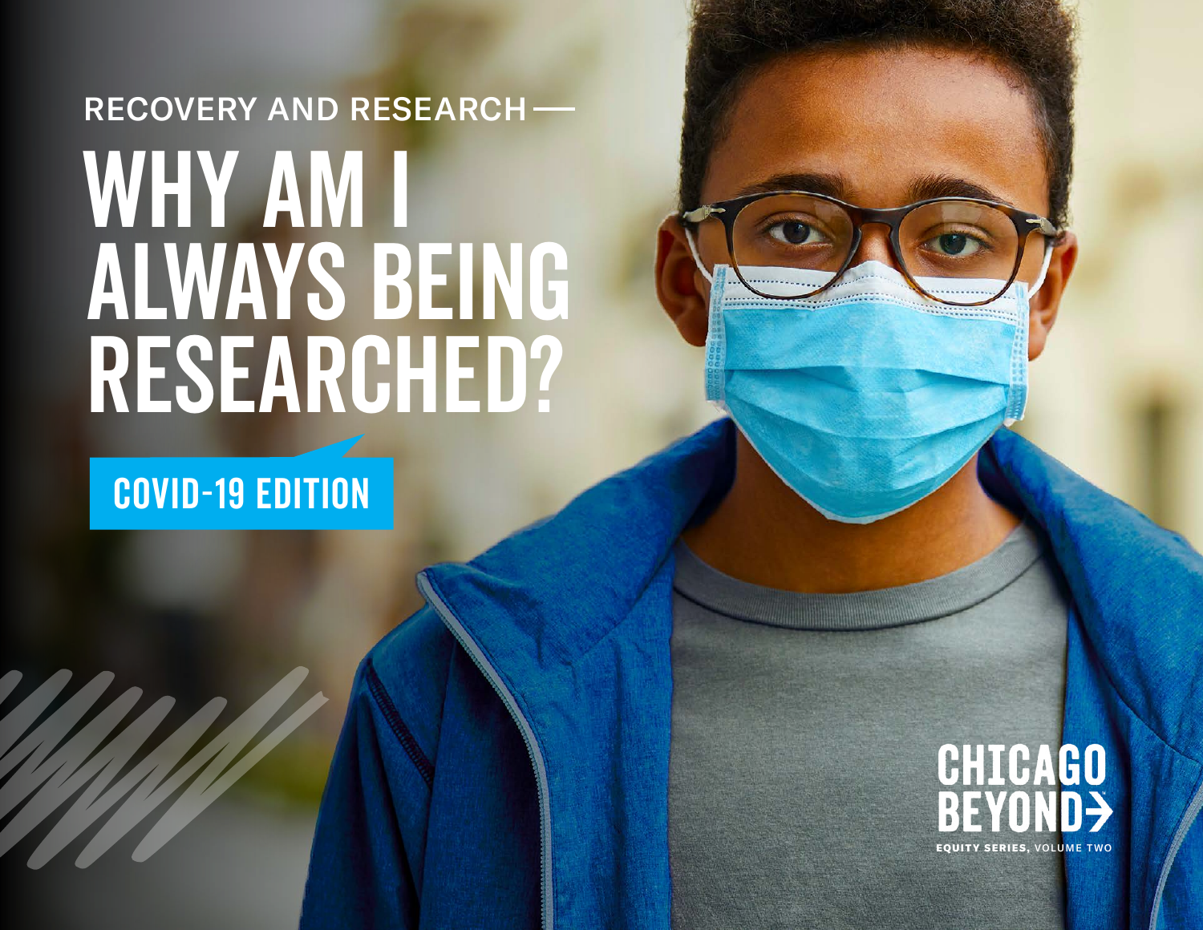RECOVERY AND RESEARCH —

# WHY AM I ALWAYS BEING RESEARCHED?

COVID-19 EDITION

CHICAGO BEYOND

EQUITY SERIES, VOLUME TWO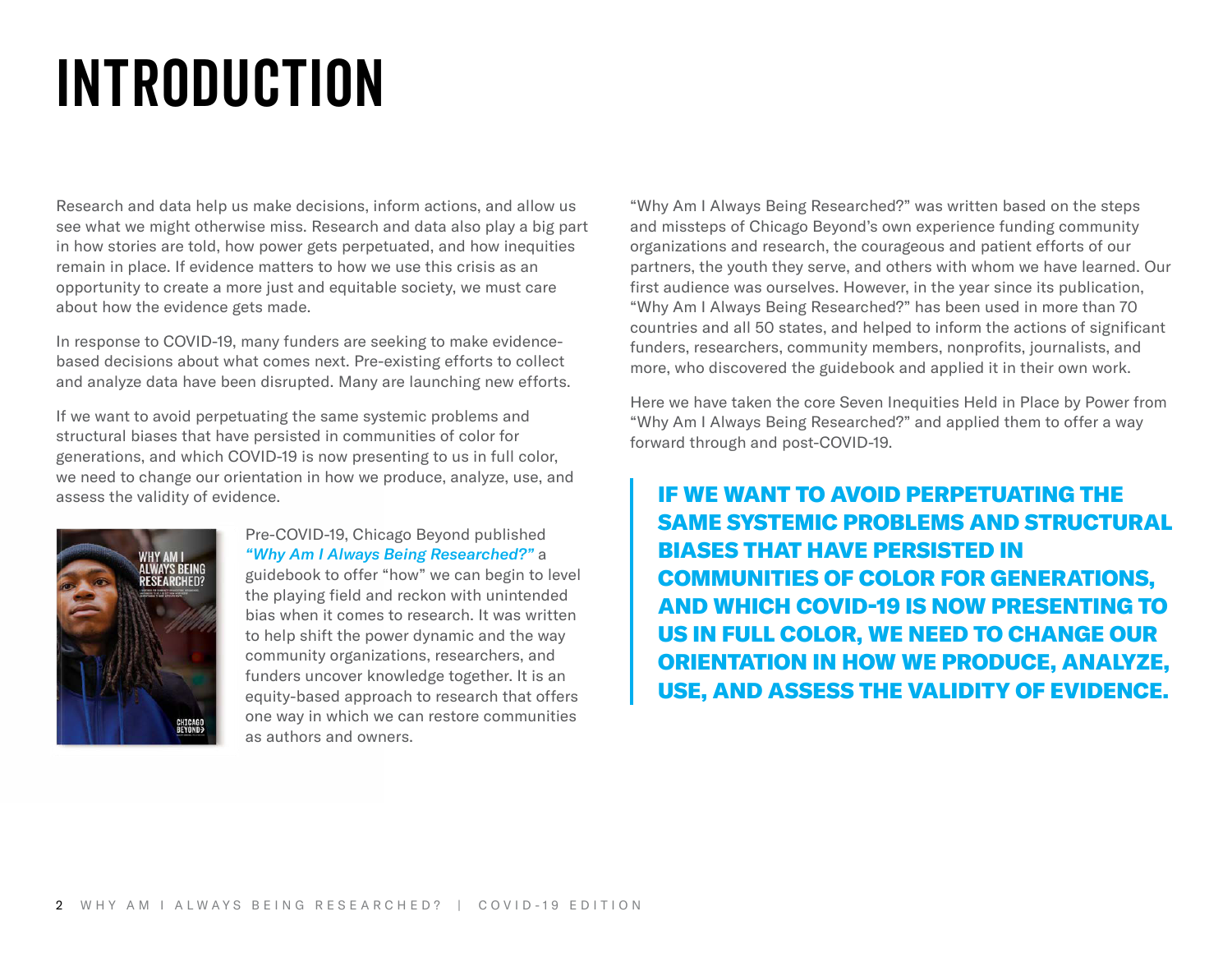# INTRODUCTION

Research and data help us make decisions, inform actions, and allow us see what we might otherwise miss. Research and data also play a big part in how stories are told, how power gets perpetuated, and how inequities remain in place. If evidence matters to how we use this crisis as an opportunity to create a more just and equitable society, we must care about how the evidence gets made.

In response to COVID-19, many funders are seeking to make evidence-based decisions about what comes next. Pre-existing efforts to collect and analyze data have been disrupted. Many are launching new efforts.

If we want to avoid perpetuating the same systemic problems and structural biases that have persisted in communities of color for generations, and which COVID-19 is now presenting to us in full color, we need to change our orientation in how we produce, analyze, use, and assess the validity of evidence.

Pre-COVID-19, Chicago Beyond published ***"Why Am I Always Being Researched?"*** a guidebook to offer "how" we can begin to level the playing field and reckon with unintended bias when it comes to research. It was written to help shift the power dynamic and the way community organizations, researchers, and funders uncover knowledge together. It is an equity-based approach to research that offers one way in which we can restore communities as authors and owners.

"Why Am I Always Being Researched?" was written based on the steps and missteps of Chicago Beyond's own experience funding community organizations and research, the courageous and patient efforts of our partners, the youth they serve, and others with whom we have learned. Our first audience was ourselves. However, in the year since its publication, "Why Am I Always Being Researched?" has been used in more than 70 countries and all 50 states, and helped to inform the actions of significant funders, researchers, community members, nonprofits, journalists, and more, who discovered the guidebook and applied it in their own work.

Here we have taken the core Seven Inequities Held in Place by Power from "Why Am I Always Being Researched?" and applied them to offer a way forward through and post-COVID-19.

> **IF WE WANT TO AVOID PERPETUATING THE SAME SYSTEMIC PROBLEMS AND STRUCTURAL BIASES THAT HAVE PERSISTED IN COMMUNITIES OF COLOR FOR GENERATIONS, AND WHICH COVID-19 IS NOW PRESENTING TO US IN FULL COLOR, WE NEED TO CHANGE OUR ORIENTATION IN HOW WE PRODUCE, ANALYZE, USE, AND ASSESS THE VALIDITY OF EVIDENCE.**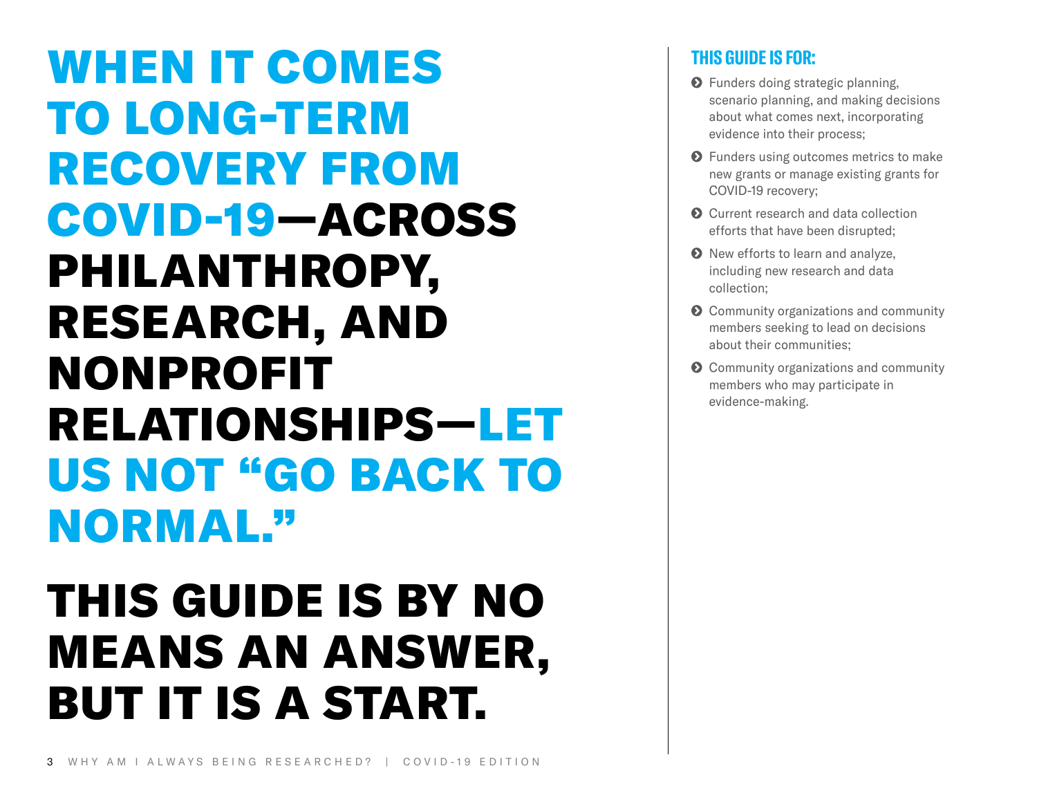# WHEN IT COMES TO LONG-TERM RECOVERY FROM COVID-19—ACROSS PHILANTHROPY, RESEARCH, AND NONPROFIT RELATIONSHIPS—LET US NOT "GO BACK TO NORMAL."

# THIS GUIDE IS BY NO MEANS AN ANSWER, BUT IT IS A START.

## THIS GUIDE IS FOR:

- Funders doing strategic planning, scenario planning, and making decisions about what comes next, incorporating evidence into their process;
- Funders using outcomes metrics to make new grants or manage existing grants for COVID-19 recovery;
- Current research and data collection efforts that have been disrupted;
- New efforts to learn and analyze, including new research and data collection;
- Community organizations and community members seeking to lead on decisions about their communities;
- Community organizations and community members who may participate in evidence-making.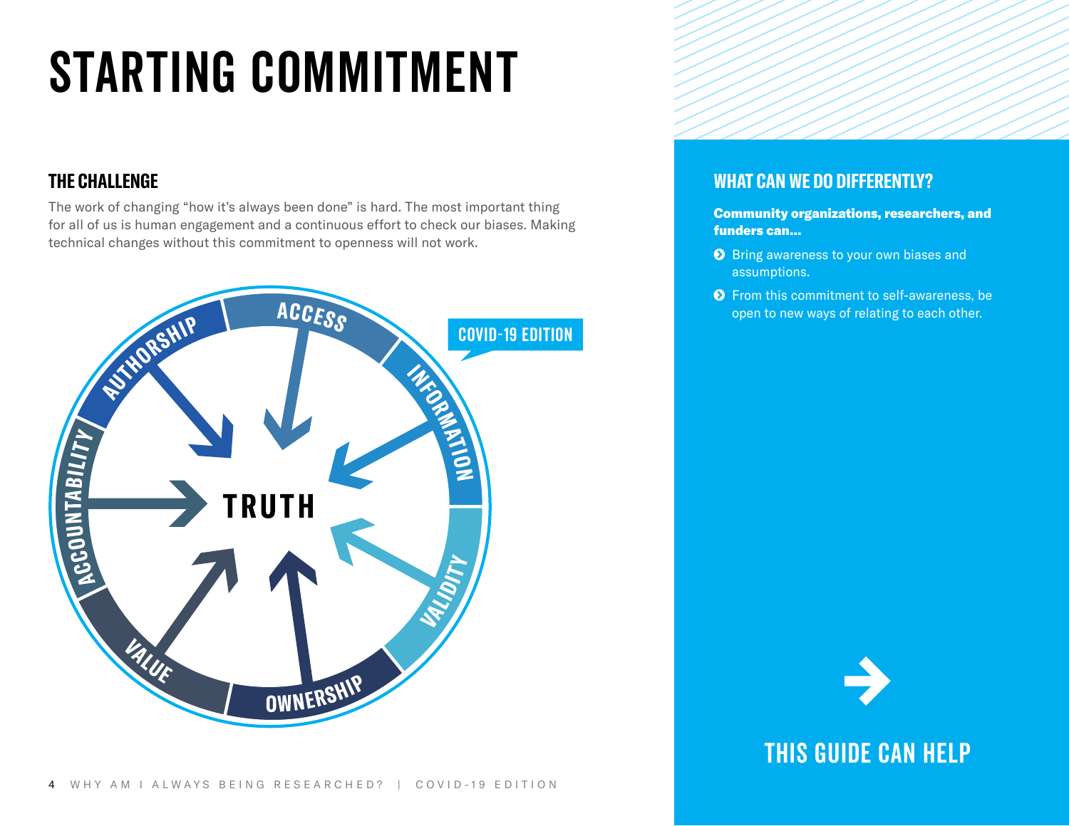# STARTING COMMITMENT

## THE CHALLENGE

The work of changing "how it's always been done" is hard. The most important thing for all of us is human engagement and a continuous effort to check our biases. Making technical changes without this commitment to openness will not work.

COVID-19 EDITION

ACCESS
INFORMATION
VALIDITY
OWNERSHIP
VALUE
ACCOUNTABILITY
AUTHORSHIP

TRUTH

## WHAT CAN WE DO DIFFERENTLY?

**Community organizations, researchers, and funders can...**

- Bring awareness to your own biases and assumptions.
- From this commitment to self-awareness, be open to new ways of relating to each other.

THIS GUIDE CAN HELP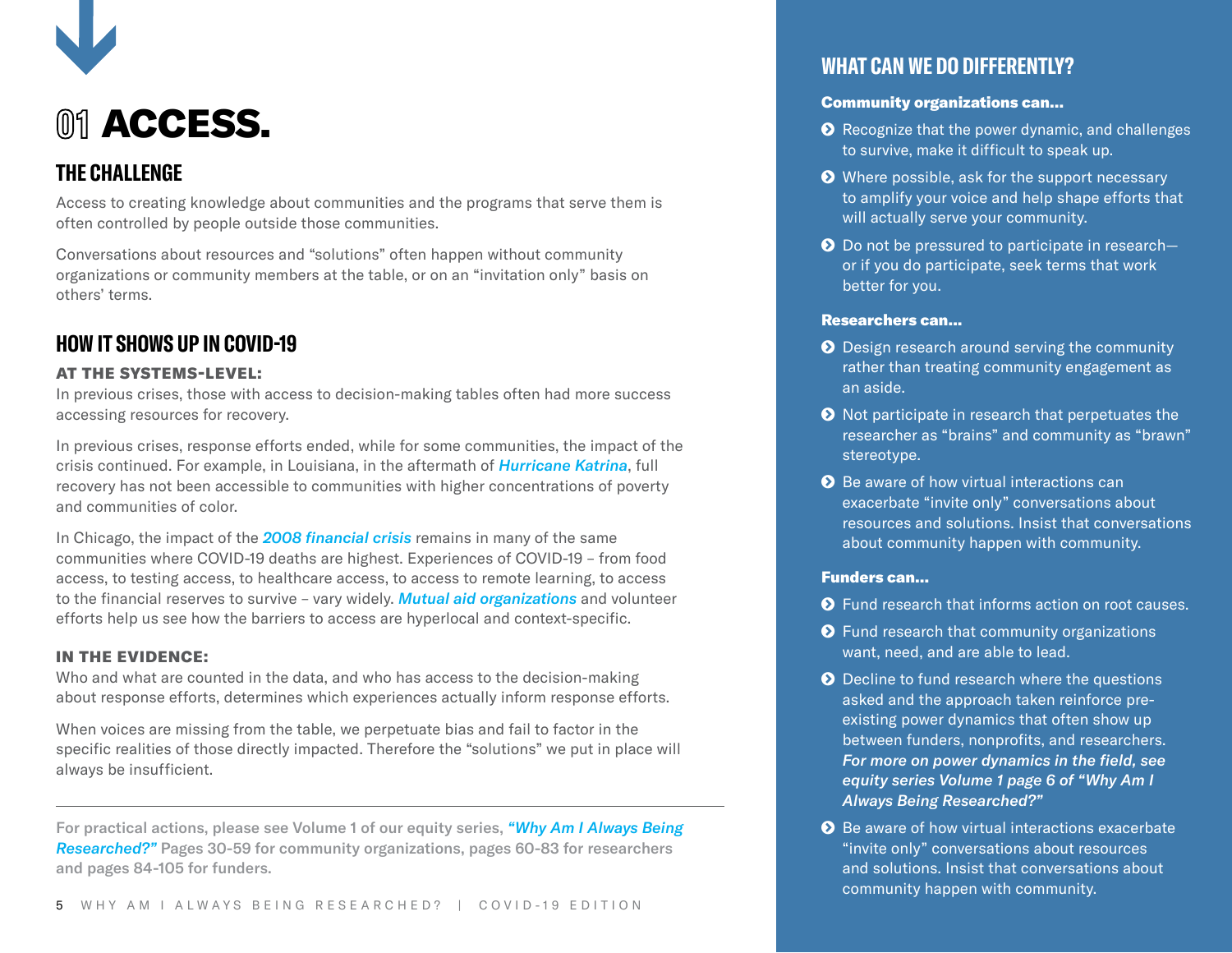# 01 ACCESS.

## THE CHALLENGE

Access to creating knowledge about communities and the programs that serve them is often controlled by people outside those communities.

Conversations about resources and "solutions" often happen without community organizations or community members at the table, or on an "invitation only" basis on others' terms.

## HOW IT SHOWS UP IN COVID-19

### AT THE SYSTEMS-LEVEL:

In previous crises, those with access to decision-making tables often had more success accessing resources for recovery.

In previous crises, response efforts ended, while for some communities, the impact of the crisis continued. For example, in Louisiana, in the aftermath of ***Hurricane Katrina***, full recovery has not been accessible to communities with higher concentrations of poverty and communities of color.

In Chicago, the impact of the ***2008 financial crisis*** remains in many of the same communities where COVID-19 deaths are highest. Experiences of COVID-19 – from food access, to testing access, to healthcare access, to access to remote learning, to access to the financial reserves to survive – vary widely. ***Mutual aid organizations*** and volunteer efforts help us see how the barriers to access are hyperlocal and context-specific.

### IN THE EVIDENCE:

Who and what are counted in the data, and who has access to the decision-making about response efforts, determines which experiences actually inform response efforts.

When voices are missing from the table, we perpetuate bias and fail to factor in the specific realities of those directly impacted. Therefore the "solutions" we put in place will always be insufficient.

---

**For practical actions, please see Volume 1 of our equity series, *"Why Am I Always Being Researched?"* Pages 30-59 for community organizations, pages 60-83 for researchers and pages 84-105 for funders.**

## WHAT CAN WE DO DIFFERENTLY?

**Community organizations can...**

- Recognize that the power dynamic, and challenges to survive, make it difficult to speak up.
- Where possible, ask for the support necessary to amplify your voice and help shape efforts that will actually serve your community.
- Do not be pressured to participate in research—or if you do participate, seek terms that work better for you.

**Researchers can...**

- Design research around serving the community rather than treating community engagement as an aside.
- Not participate in research that perpetuates the researcher as "brains" and community as "brawn" stereotype.
- Be aware of how virtual interactions can exacerbate "invite only" conversations about resources and solutions. Insist that conversations about community happen with community.

**Funders can...**

- Fund research that informs action on root causes.
- Fund research that community organizations want, need, and are able to lead.
- Decline to fund research where the questions asked and the approach taken reinforce pre-existing power dynamics that often show up between funders, nonprofits, and researchers. ***For more on power dynamics in the field, see equity series Volume 1 page 6 of "Why Am I Always Being Researched?"***
- Be aware of how virtual interactions exacerbate "invite only" conversations about resources and solutions. Insist that conversations about community happen with community.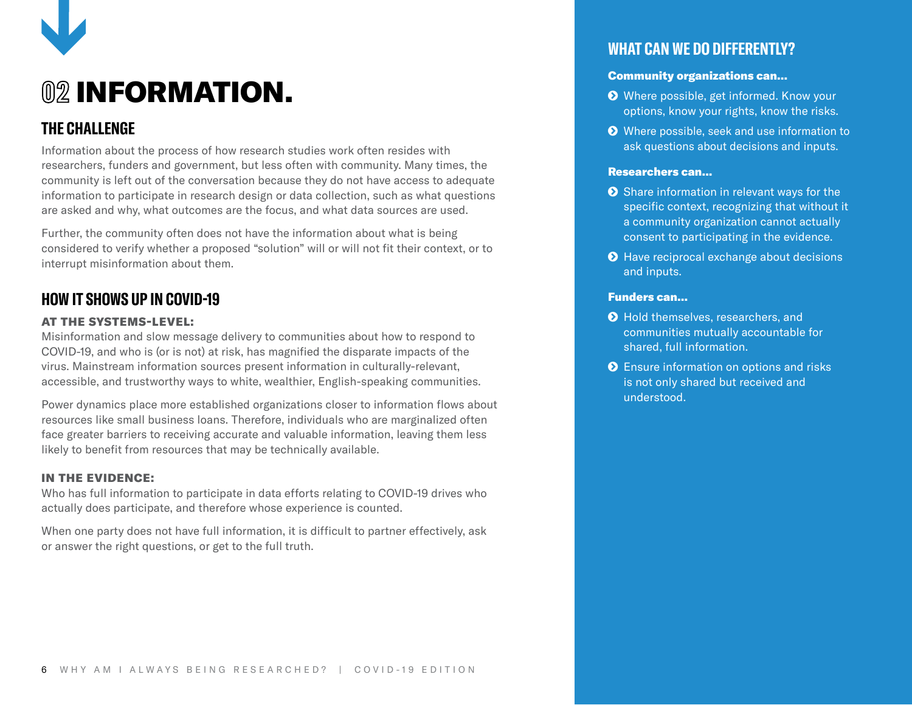# 02 INFORMATION.

## THE CHALLENGE

Information about the process of how research studies work often resides with researchers, funders and government, but less often with community. Many times, the community is left out of the conversation because they do not have access to adequate information to participate in research design or data collection, such as what questions are asked and why, what outcomes are the focus, and what data sources are used.

Further, the community often does not have the information about what is being considered to verify whether a proposed "solution" will or will not fit their context, or to interrupt misinformation about them.

## HOW IT SHOWS UP IN COVID-19

### AT THE SYSTEMS-LEVEL:

Misinformation and slow message delivery to communities about how to respond to COVID-19, and who is (or is not) at risk, has magnified the disparate impacts of the virus. Mainstream information sources present information in culturally-relevant, accessible, and trustworthy ways to white, wealthier, English-speaking communities.

Power dynamics place more established organizations closer to information flows about resources like small business loans. Therefore, individuals who are marginalized often face greater barriers to receiving accurate and valuable information, leaving them less likely to benefit from resources that may be technically available.

### IN THE EVIDENCE:

Who has full information to participate in data efforts relating to COVID-19 drives who actually does participate, and therefore whose experience is counted.

When one party does not have full information, it is difficult to partner effectively, ask or answer the right questions, or get to the full truth.

## WHAT CAN WE DO DIFFERENTLY?

**Community organizations can...**

- Where possible, get informed. Know your options, know your rights, know the risks.
- Where possible, seek and use information to ask questions about decisions and inputs.

**Researchers can...**

- Share information in relevant ways for the specific context, recognizing that without it a community organization cannot actually consent to participating in the evidence.
- Have reciprocal exchange about decisions and inputs.

**Funders can...**

- Hold themselves, researchers, and communities mutually accountable for shared, full information.
- Ensure information on options and risks is not only shared but received and understood.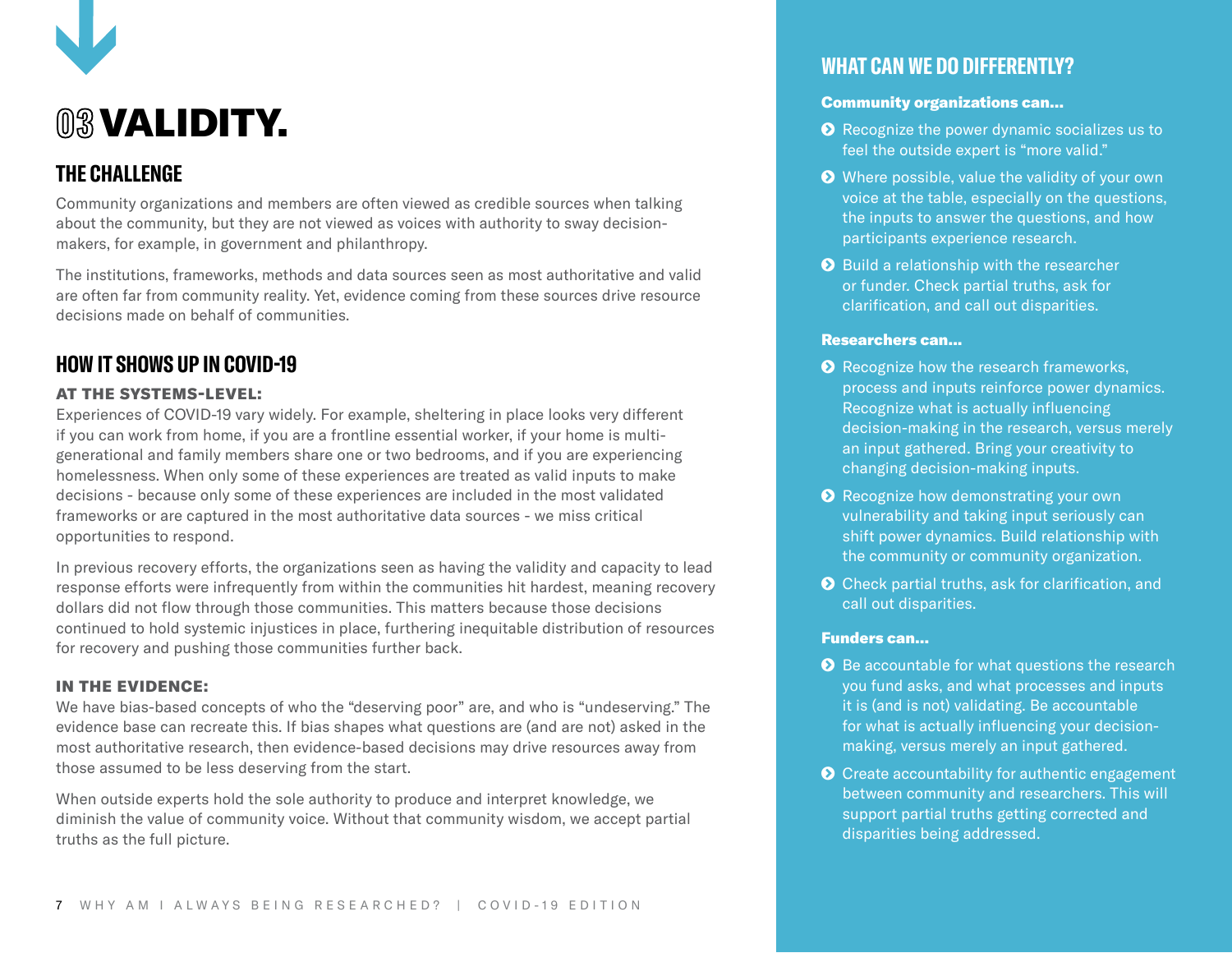# 03 VALIDITY.

## THE CHALLENGE

Community organizations and members are often viewed as credible sources when talking about the community, but they are not viewed as voices with authority to sway decision-makers, for example, in government and philanthropy.

The institutions, frameworks, methods and data sources seen as most authoritative and valid are often far from community reality. Yet, evidence coming from these sources drive resource decisions made on behalf of communities.

## HOW IT SHOWS UP IN COVID-19

### AT THE SYSTEMS-LEVEL:

Experiences of COVID-19 vary widely. For example, sheltering in place looks very different if you can work from home, if you are a frontline essential worker, if your home is multi-generational and family members share one or two bedrooms, and if you are experiencing homelessness. When only some of these experiences are treated as valid inputs to make decisions - because only some of these experiences are included in the most validated frameworks or are captured in the most authoritative data sources - we miss critical opportunities to respond.

In previous recovery efforts, the organizations seen as having the validity and capacity to lead response efforts were infrequently from within the communities hit hardest, meaning recovery dollars did not flow through those communities. This matters because those decisions continued to hold systemic injustices in place, furthering inequitable distribution of resources for recovery and pushing those communities further back.

### IN THE EVIDENCE:

We have bias-based concepts of who the "deserving poor" are, and who is "undeserving." The evidence base can recreate this. If bias shapes what questions are (and are not) asked in the most authoritative research, then evidence-based decisions may drive resources away from those assumed to be less deserving from the start.

When outside experts hold the sole authority to produce and interpret knowledge, we diminish the value of community voice. Without that community wisdom, we accept partial truths as the full picture.

## WHAT CAN WE DO DIFFERENTLY?

**Community organizations can...**

- Recognize the power dynamic socializes us to feel the outside expert is "more valid."
- Where possible, value the validity of your own voice at the table, especially on the questions, the inputs to answer the questions, and how participants experience research.
- Build a relationship with the researcher or funder. Check partial truths, ask for clarification, and call out disparities.

**Researchers can...**

- Recognize how the research frameworks, process and inputs reinforce power dynamics. Recognize what is actually influencing decision-making in the research, versus merely an input gathered. Bring your creativity to changing decision-making inputs.
- Recognize how demonstrating your own vulnerability and taking input seriously can shift power dynamics. Build relationship with the community or community organization.
- Check partial truths, ask for clarification, and call out disparities.

**Funders can...**

- Be accountable for what questions the research you fund asks, and what processes and inputs it is (and is not) validating. Be accountable for what is actually influencing your decision-making, versus merely an input gathered.
- Create accountability for authentic engagement between community and researchers. This will support partial truths getting corrected and disparities being addressed.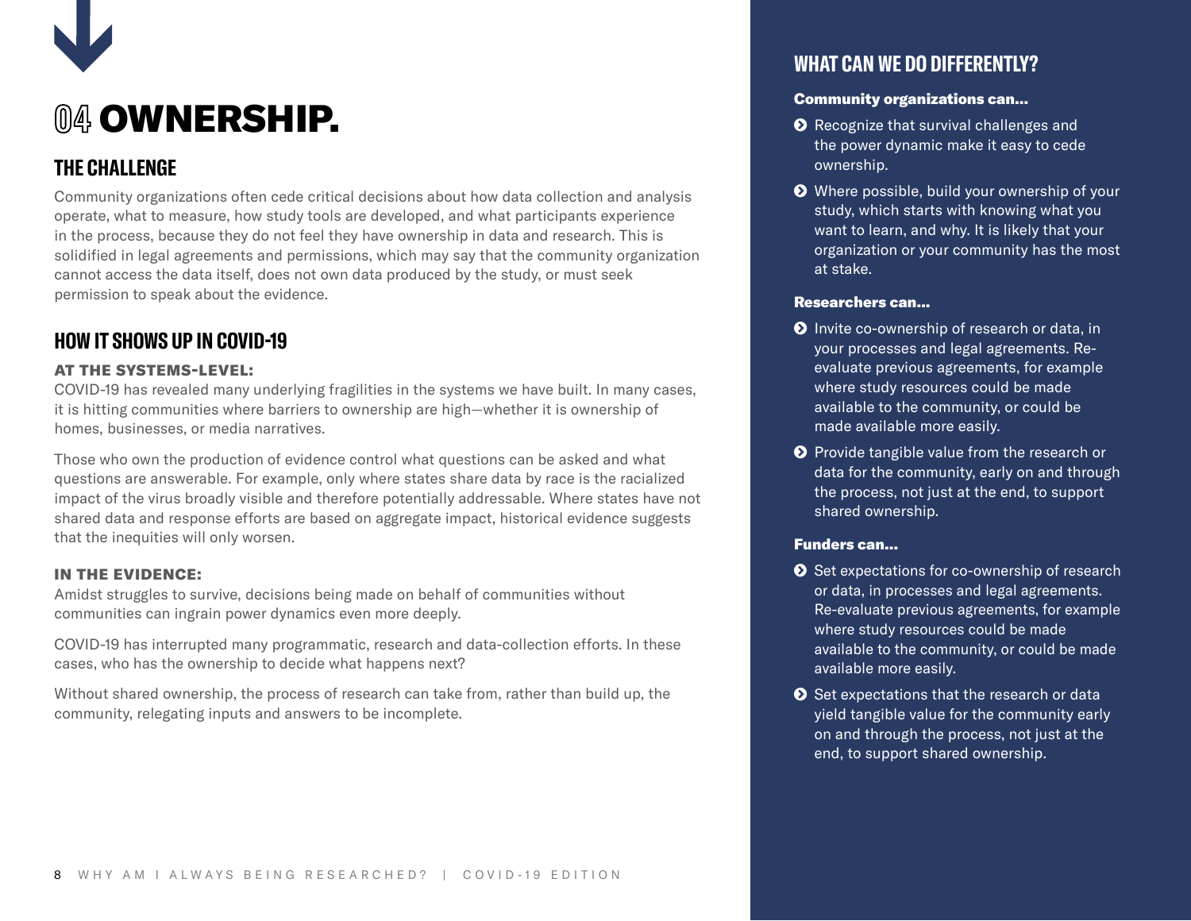# 04 OWNERSHIP.

## THE CHALLENGE

Community organizations often cede critical decisions about how data collection and analysis operate, what to measure, how study tools are developed, and what participants experience in the process, because they do not feel they have ownership in data and research. This is solidified in legal agreements and permissions, which may say that the community organization cannot access the data itself, does not own data produced by the study, or must seek permission to speak about the evidence.

## HOW IT SHOWS UP IN COVID-19

### AT THE SYSTEMS-LEVEL:

COVID-19 has revealed many underlying fragilities in the systems we have built. In many cases, it is hitting communities where barriers to ownership are high—whether it is ownership of homes, businesses, or media narratives.

Those who own the production of evidence control what questions can be asked and what questions are answerable. For example, only where states share data by race is the racialized impact of the virus broadly visible and therefore potentially addressable. Where states have not shared data and response efforts are based on aggregate impact, historical evidence suggests that the inequities will only worsen.

### IN THE EVIDENCE:

Amidst struggles to survive, decisions being made on behalf of communities without communities can ingrain power dynamics even more deeply.

COVID-19 has interrupted many programmatic, research and data-collection efforts. In these cases, who has the ownership to decide what happens next?

Without shared ownership, the process of research can take from, rather than build up, the community, relegating inputs and answers to be incomplete.

## WHAT CAN WE DO DIFFERENTLY?

**Community organizations can...**

- Recognize that survival challenges and the power dynamic make it easy to cede ownership.
- Where possible, build your ownership of your study, which starts with knowing what you want to learn, and why. It is likely that your organization or your community has the most at stake.

**Researchers can...**

- Invite co-ownership of research or data, in your processes and legal agreements. Re-evaluate previous agreements, for example where study resources could be made available to the community, or could be made available more easily.
- Provide tangible value from the research or data for the community, early on and through the process, not just at the end, to support shared ownership.

**Funders can...**

- Set expectations for co-ownership of research or data, in processes and legal agreements. Re-evaluate previous agreements, for example where study resources could be made available to the community, or could be made available more easily.
- Set expectations that the research or data yield tangible value for the community early on and through the process, not just at the end, to support shared ownership.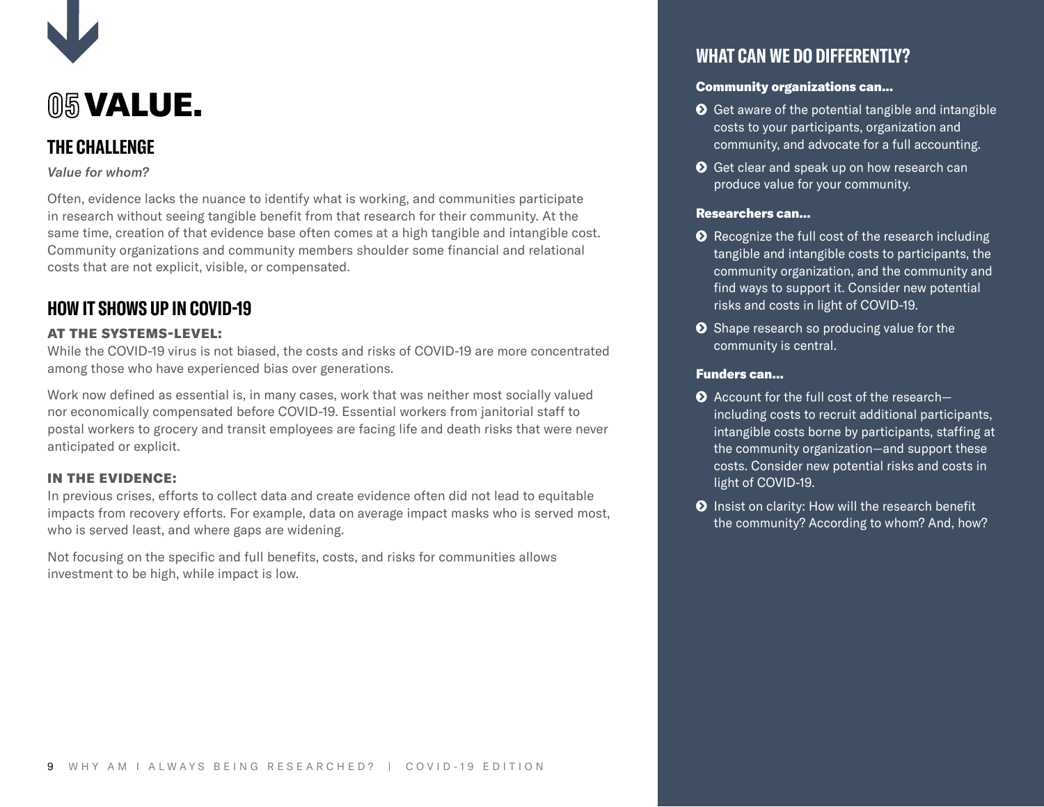# 05 VALUE.

## THE CHALLENGE

*Value for whom?*

Often, evidence lacks the nuance to identify what is working, and communities participate in research without seeing tangible benefit from that research for their community. At the same time, creation of that evidence base often comes at a high tangible and intangible cost. Community organizations and community members shoulder some financial and relational costs that are not explicit, visible, or compensated.

## HOW IT SHOWS UP IN COVID-19

### AT THE SYSTEMS-LEVEL:

While the COVID-19 virus is not biased, the costs and risks of COVID-19 are more concentrated among those who have experienced bias over generations.

Work now defined as essential is, in many cases, work that was neither most socially valued nor economically compensated before COVID-19. Essential workers from janitorial staff to postal workers to grocery and transit employees are facing life and death risks that were never anticipated or explicit.

### IN THE EVIDENCE:

In previous crises, efforts to collect data and create evidence often did not lead to equitable impacts from recovery efforts. For example, data on average impact masks who is served most, who is served least, and where gaps are widening.

Not focusing on the specific and full benefits, costs, and risks for communities allows investment to be high, while impact is low.

## WHAT CAN WE DO DIFFERENTLY?

**Community organizations can...**

- Get aware of the potential tangible and intangible costs to your participants, organization and community, and advocate for a full accounting.
- Get clear and speak up on how research can produce value for your community.

**Researchers can...**

- Recognize the full cost of the research including tangible and intangible costs to participants, the community organization, and the community and find ways to support it. Consider new potential risks and costs in light of COVID-19.
- Shape research so producing value for the community is central.

**Funders can...**

- Account for the full cost of the research—including costs to recruit additional participants, intangible costs borne by participants, staffing at the community organization—and support these costs. Consider new potential risks and costs in light of COVID-19.
- Insist on clarity: How will the research benefit the community? According to whom? And, how?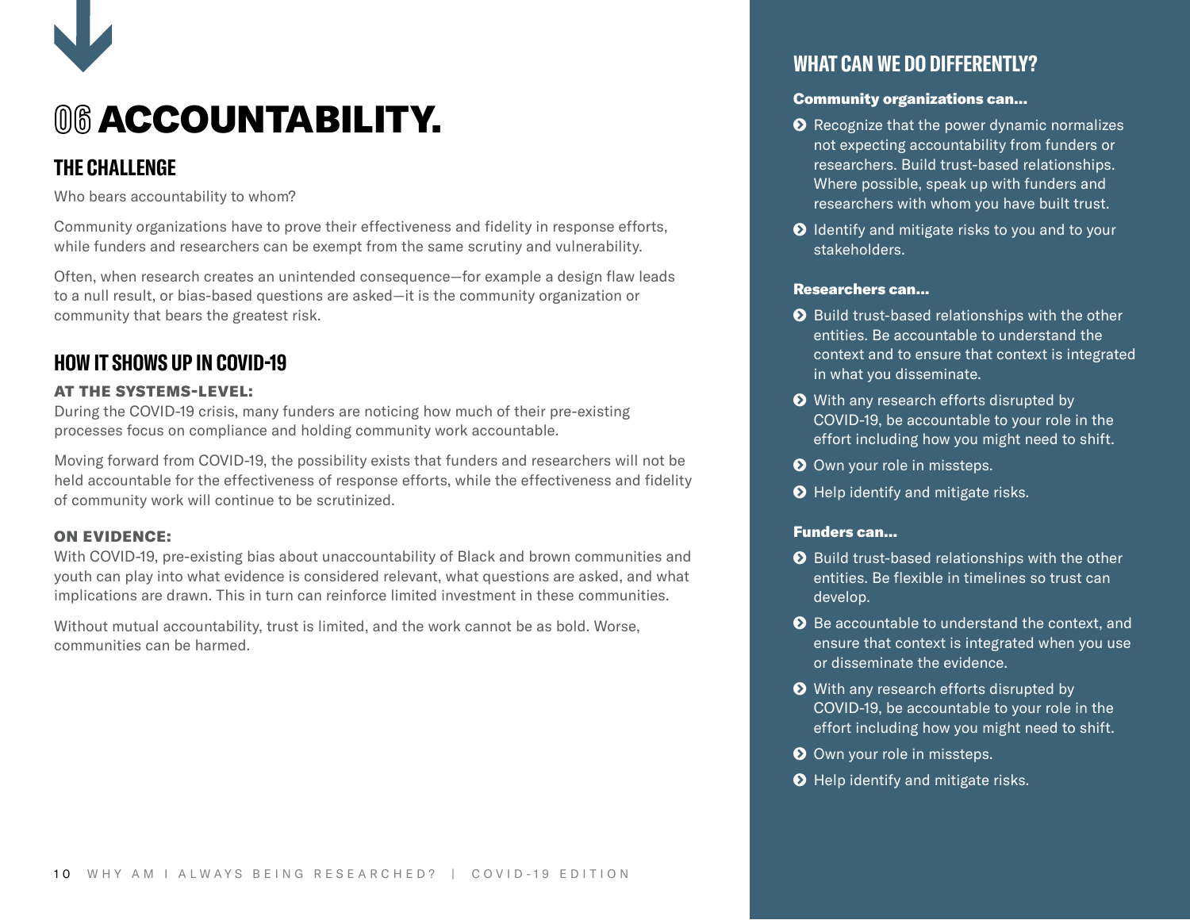# 06 ACCOUNTABILITY.

## THE CHALLENGE

Who bears accountability to whom?

Community organizations have to prove their effectiveness and fidelity in response efforts, while funders and researchers can be exempt from the same scrutiny and vulnerability.

Often, when research creates an unintended consequence—for example a design flaw leads to a null result, or bias-based questions are asked—it is the community organization or community that bears the greatest risk.

## HOW IT SHOWS UP IN COVID-19

**AT THE SYSTEMS-LEVEL:**
During the COVID-19 crisis, many funders are noticing how much of their pre-existing processes focus on compliance and holding community work accountable.

Moving forward from COVID-19, the possibility exists that funders and researchers will not be held accountable for the effectiveness of response efforts, while the effectiveness and fidelity of community work will continue to be scrutinized.

**ON EVIDENCE:**
With COVID-19, pre-existing bias about unaccountability of Black and brown communities and youth can play into what evidence is considered relevant, what questions are asked, and what implications are drawn. This in turn can reinforce limited investment in these communities.

Without mutual accountability, trust is limited, and the work cannot be as bold. Worse, communities can be harmed.

## WHAT CAN WE DO DIFFERENTLY?

**Community organizations can...**

- Recognize that the power dynamic normalizes not expecting accountability from funders or researchers. Build trust-based relationships. Where possible, speak up with funders and researchers with whom you have built trust.
- Identify and mitigate risks to you and to your stakeholders.

**Researchers can...**

- Build trust-based relationships with the other entities. Be accountable to understand the context and to ensure that context is integrated in what you disseminate.
- With any research efforts disrupted by COVID-19, be accountable to your role in the effort including how you might need to shift.
- Own your role in missteps.
- Help identify and mitigate risks.

**Funders can...**

- Build trust-based relationships with the other entities. Be flexible in timelines so trust can develop.
- Be accountable to understand the context, and ensure that context is integrated when you use or disseminate the evidence.
- With any research efforts disrupted by COVID-19, be accountable to your role in the effort including how you might need to shift.
- Own your role in missteps.
- Help identify and mitigate risks.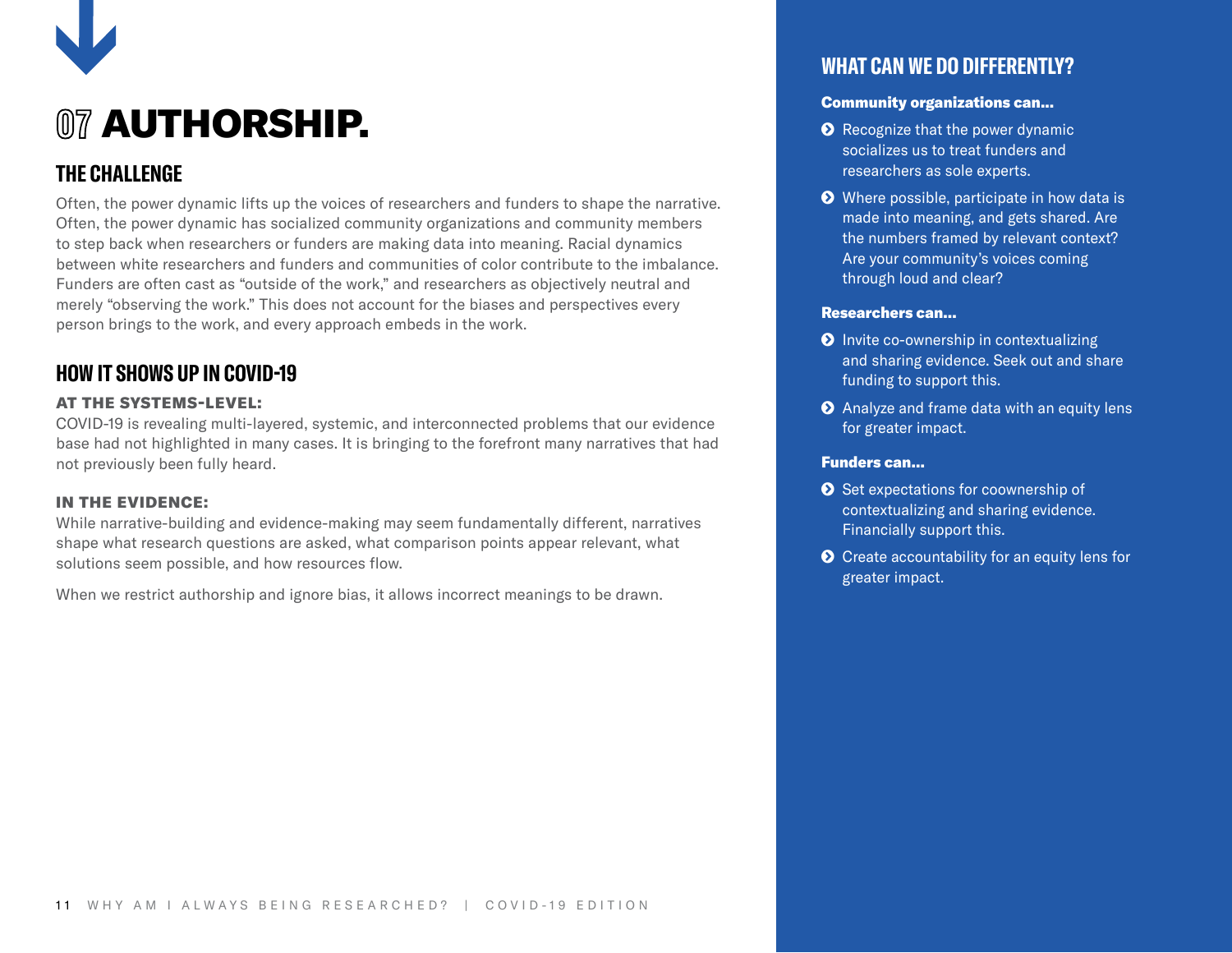# 07 AUTHORSHIP.

## THE CHALLENGE

Often, the power dynamic lifts up the voices of researchers and funders to shape the narrative. Often, the power dynamic has socialized community organizations and community members to step back when researchers or funders are making data into meaning. Racial dynamics between white researchers and funders and communities of color contribute to the imbalance. Funders are often cast as "outside of the work," and researchers as objectively neutral and merely "observing the work." This does not account for the biases and perspectives every person brings to the work, and every approach embeds in the work.

## HOW IT SHOWS UP IN COVID-19

**AT THE SYSTEMS-LEVEL:**
COVID-19 is revealing multi-layered, systemic, and interconnected problems that our evidence base had not highlighted in many cases. It is bringing to the forefront many narratives that had not previously been fully heard.

**IN THE EVIDENCE:**
While narrative-building and evidence-making may seem fundamentally different, narratives shape what research questions are asked, what comparison points appear relevant, what solutions seem possible, and how resources flow.

When we restrict authorship and ignore bias, it allows incorrect meanings to be drawn.

## WHAT CAN WE DO DIFFERENTLY?

**Community organizations can...**

- Recognize that the power dynamic socializes us to treat funders and researchers as sole experts.
- Where possible, participate in how data is made into meaning, and gets shared. Are the numbers framed by relevant context? Are your community's voices coming through loud and clear?

**Researchers can...**

- Invite co-ownership in contextualizing and sharing evidence. Seek out and share funding to support this.
- Analyze and frame data with an equity lens for greater impact.

**Funders can...**

- Set expectations for coownership of contextualizing and sharing evidence. Financially support this.
- Create accountability for an equity lens for greater impact.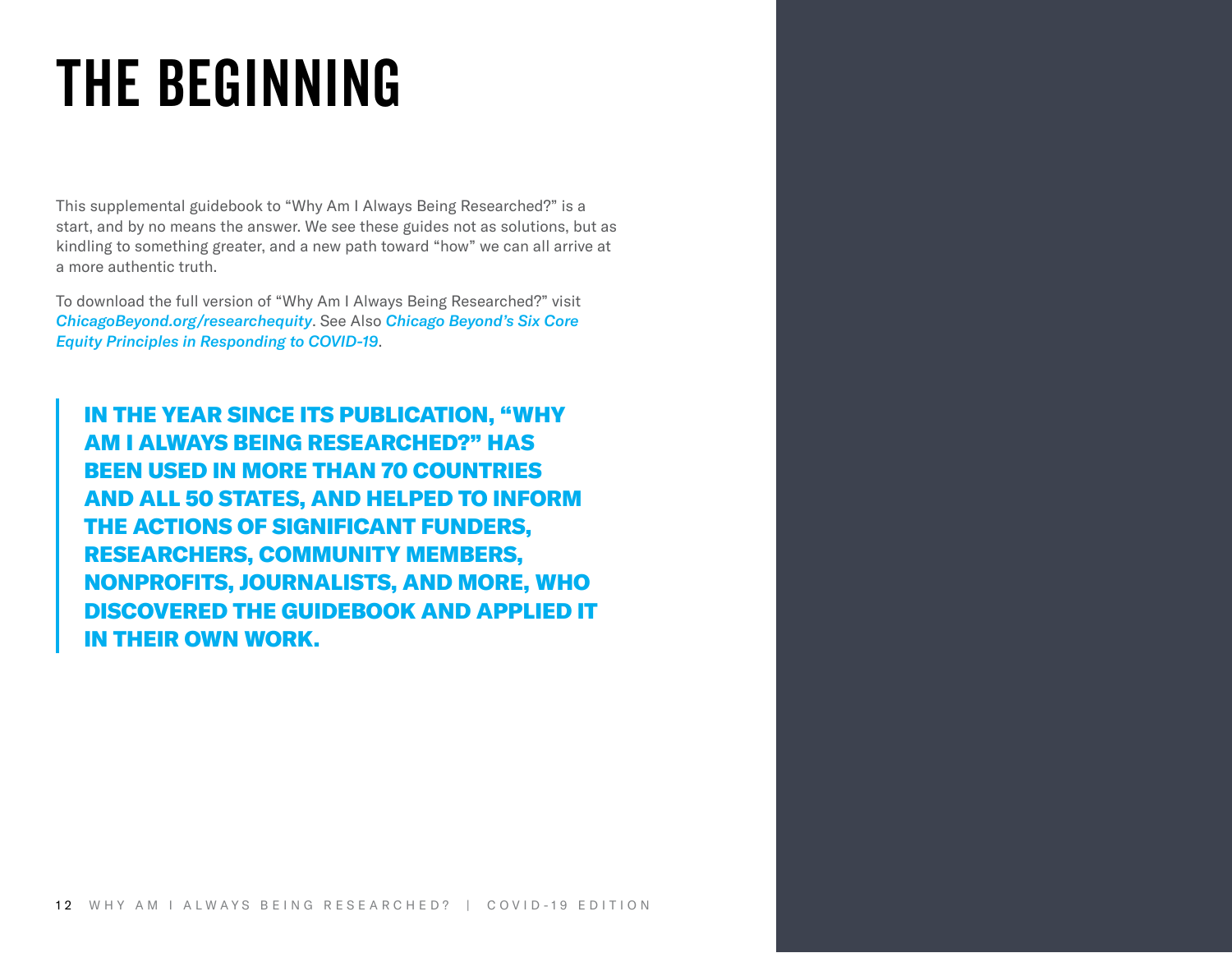# THE BEGINNING

This supplemental guidebook to "Why Am I Always Being Researched?" is a start, and by no means the answer. We see these guides not as solutions, but as kindling to something greater, and a new path toward "how" we can all arrive at a more authentic truth.

To download the full version of "Why Am I Always Being Researched?" visit ***ChicagoBeyond.org/researchequity***. See Also ***Chicago Beyond's Six Core Equity Principles in Responding to COVID-19***.

> **IN THE YEAR SINCE ITS PUBLICATION, "WHY AM I ALWAYS BEING RESEARCHED?" HAS BEEN USED IN MORE THAN 70 COUNTRIES AND ALL 50 STATES, AND HELPED TO INFORM THE ACTIONS OF SIGNIFICANT FUNDERS, RESEARCHERS, COMMUNITY MEMBERS, NONPROFITS, JOURNALISTS, AND MORE, WHO DISCOVERED THE GUIDEBOOK AND APPLIED IT IN THEIR OWN WORK.**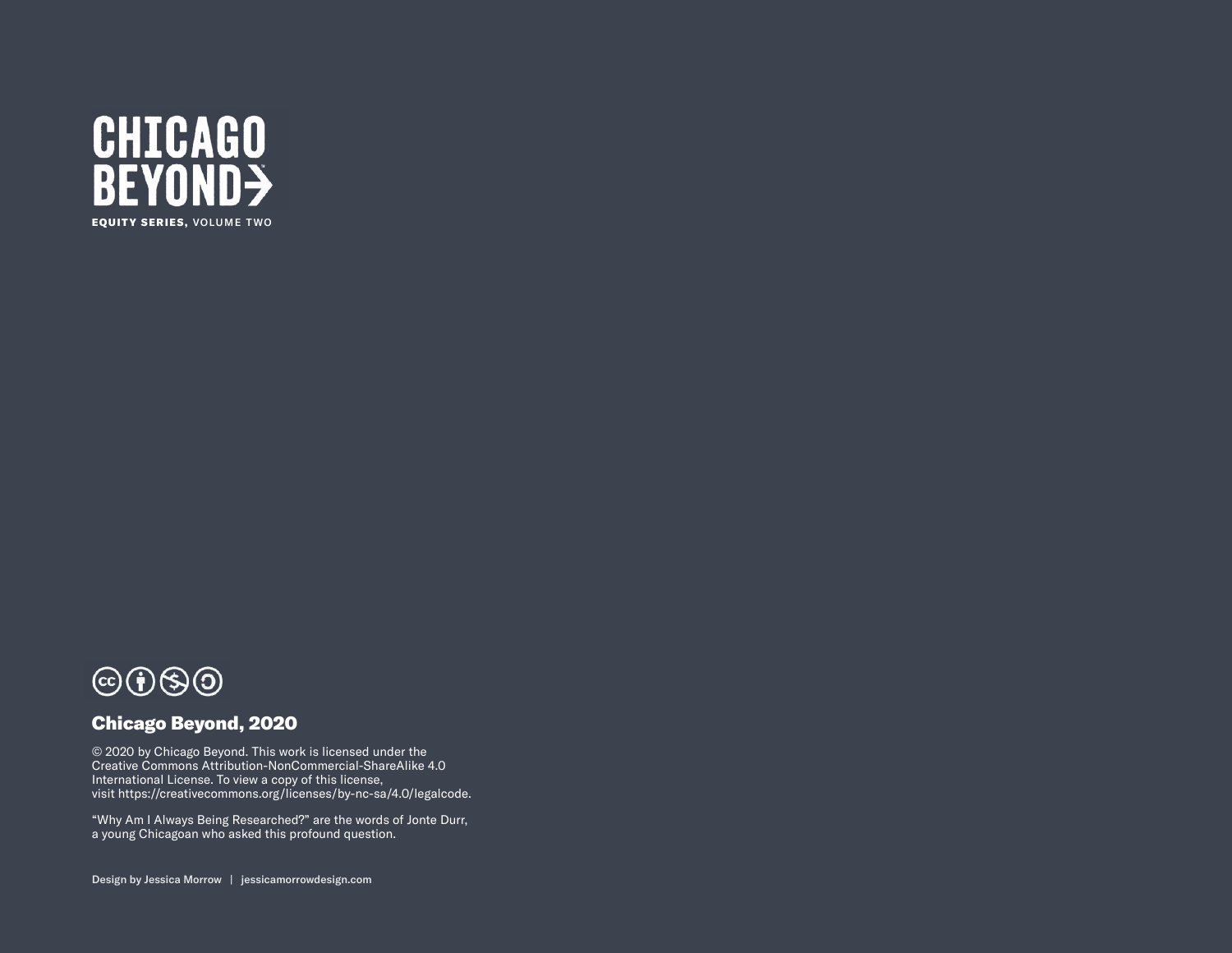# CHICAGO BEYOND

**EQUITY SERIES,** VOLUME TWO

## Chicago Beyond, 2020

© 2020 by Chicago Beyond. This work is licensed under the Creative Commons Attribution-NonCommercial-ShareAlike 4.0 International License. To view a copy of this license, visit https://creativecommons.org/licenses/by-nc-sa/4.0/legalcode.

"Why Am I Always Being Researched?" are the words of Jonte Durr, a young Chicagoan who asked this profound question.

**Design by Jessica Morrow | jessicamorrowdesign.com**